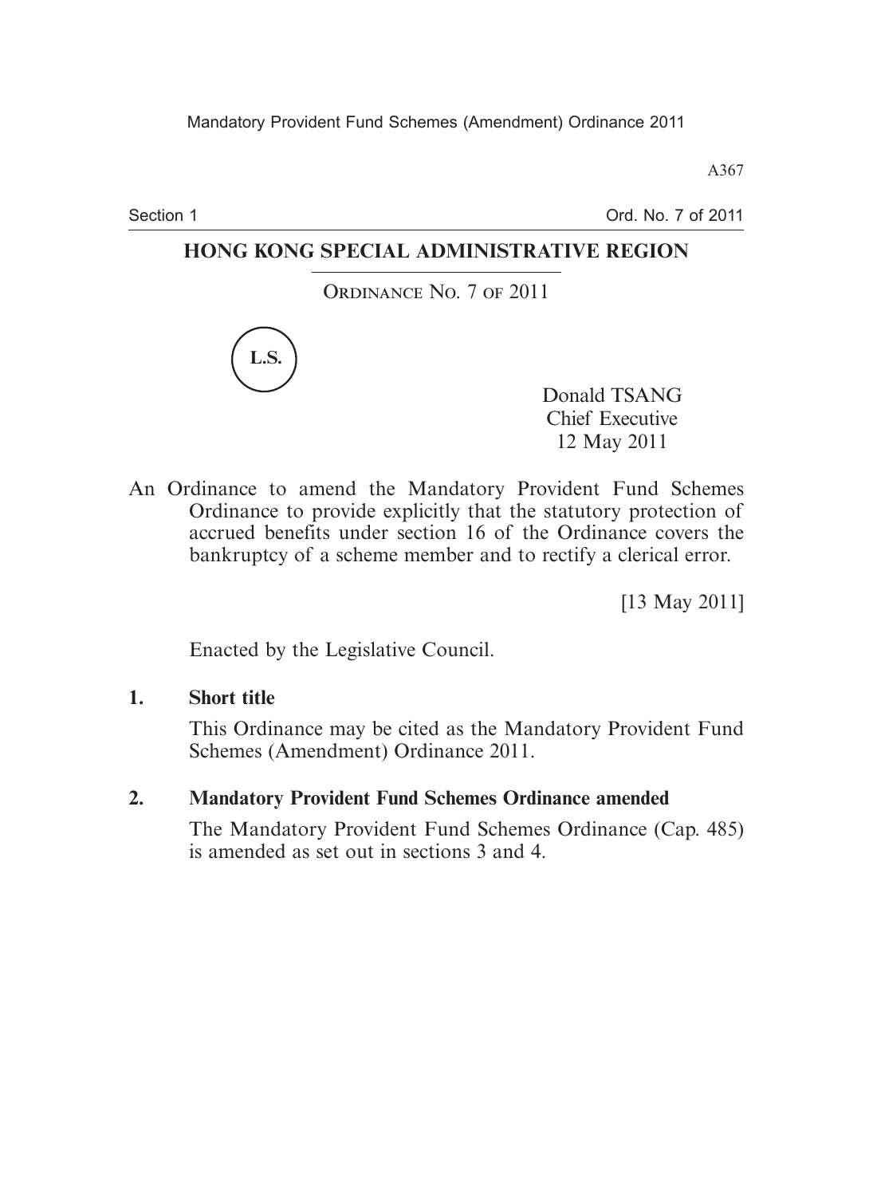# HONG KONG SPECIAL ADMINISTRATIVE REGION

ORDINANCE NO. 7 OF 2011

L.S.

Donald TSANG
Chief Executive
12 May 2011

An Ordinance to amend the Mandatory Provident Fund Schemes Ordinance to provide explicitly that the statutory protection of accrued benefits under section 16 of the Ordinance covers the bankruptcy of a scheme member and to rectify a clerical error.

[13 May 2011]

Enacted by the Legislative Council.

**1. Short title**

This Ordinance may be cited as the Mandatory Provident Fund Schemes (Amendment) Ordinance 2011.

**2. Mandatory Provident Fund Schemes Ordinance amended**

The Mandatory Provident Fund Schemes Ordinance (Cap. 485) is amended as set out in sections 3 and 4.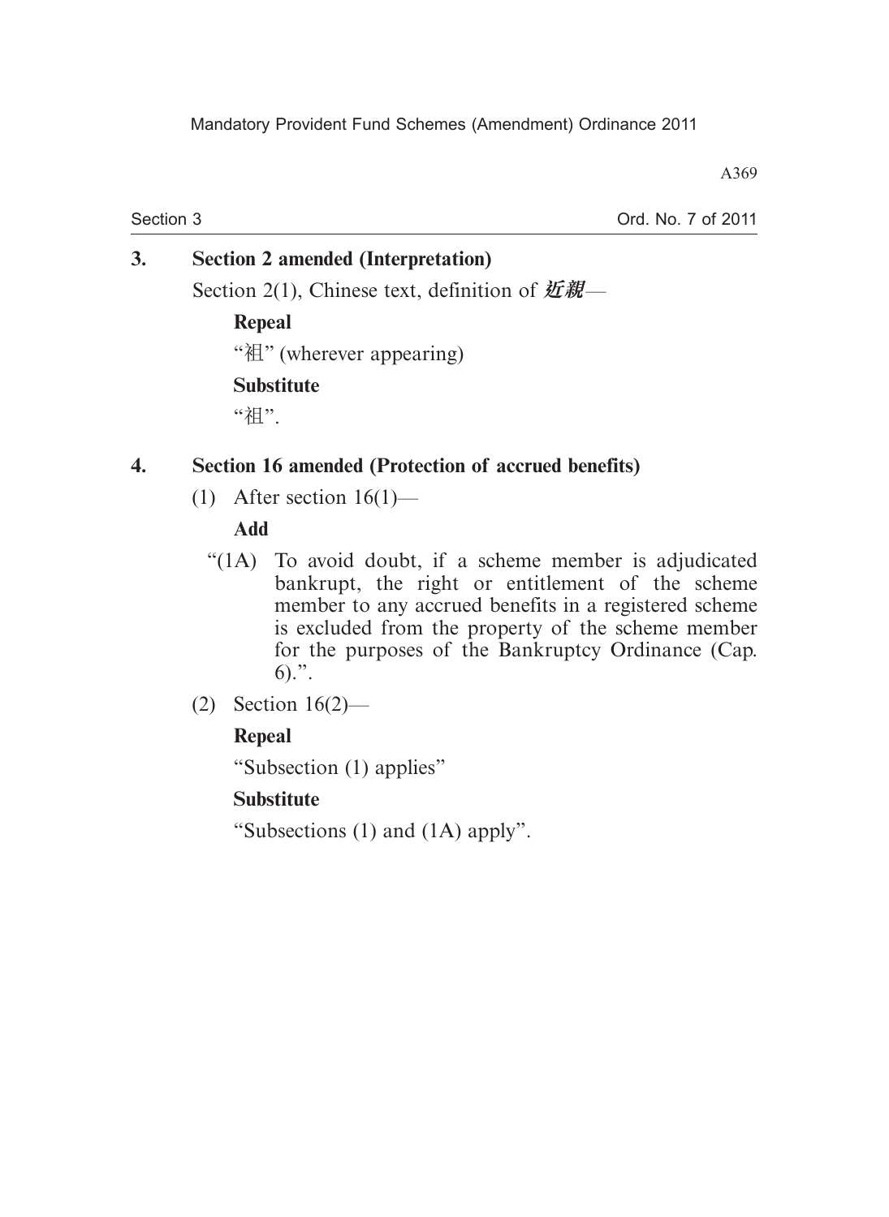## 3. Section 2 amended (Interpretation)

Section 2(1), Chinese text, definition of ***近親***—

**Repeal**

"祖" (wherever appearing)

**Substitute**

"祖".

## 4. Section 16 amended (Protection of accrued benefits)

(1) After section 16(1)—

**Add**

"(1A) To avoid doubt, if a scheme member is adjudicated bankrupt, the right or entitlement of the scheme member to any accrued benefits in a registered scheme is excluded from the property of the scheme member for the purposes of the Bankruptcy Ordinance (Cap. 6).".

(2) Section 16(2)—

**Repeal**

"Subsection (1) applies"

**Substitute**

"Subsections (1) and (1A) apply".